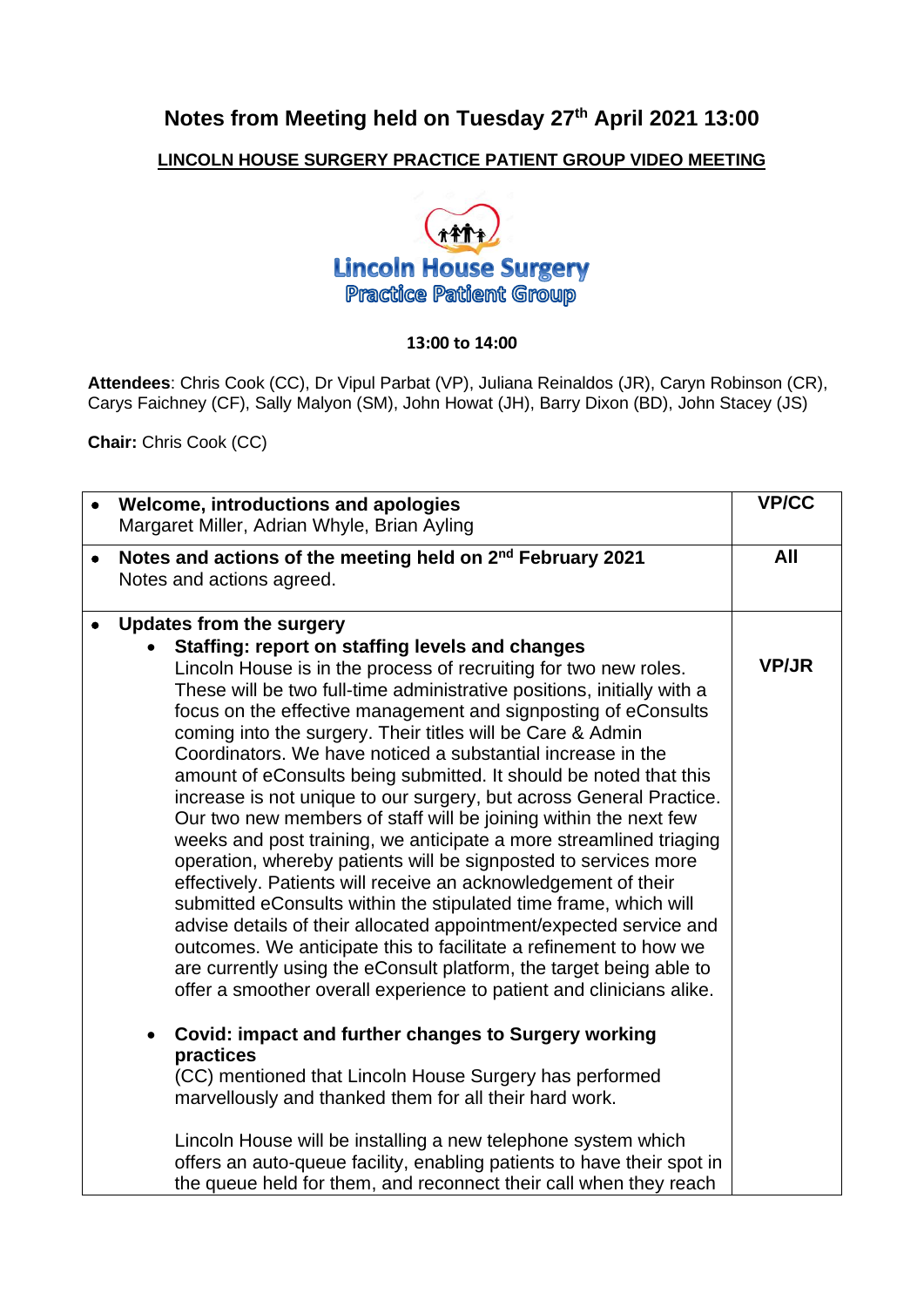# Notes from Meeting held on Tuesday 27th April 2021 13:00

**LINCOLN HOUSE SURGERY PRACTICE PATIENT GROUP VIDEO MEETING**

Lincoln House Surgery
Practice Patient Group

**13:00 to 14:00**

**Attendees**: Chris Cook (CC), Dr Vipul Parbat (VP), Juliana Reinaldos (JR), Caryn Robinson (CR), Carys Faichney (CF), Sally Malyon (SM), John Howat (JH), Barry Dixon (BD), John Stacey (JS)

**Chair:** Chris Cook (CC)

| Item | Action |
|---|---|
| • **Welcome, introductions and apologies**<br>Margaret Miller, Adrian Whyle, Brian Ayling | **VP/CC** |
| • **Notes and actions of the meeting held on 2nd February 2021**<br>Notes and actions agreed. | **All** |
| • **Updates from the surgery**<br>• **Staffing: report on staffing levels and changes**<br>Lincoln House is in the process of recruiting for two new roles. These will be two full-time administrative positions, initially with a focus on the effective management and signposting of eConsults coming into the surgery. Their titles will be Care & Admin Coordinators. We have noticed a substantial increase in the amount of eConsults being submitted. It should be noted that this increase is not unique to our surgery, but across General Practice. Our two new members of staff will be joining within the next few weeks and post training, we anticipate a more streamlined triaging operation, whereby patients will be signposted to services more effectively. Patients will receive an acknowledgement of their submitted eConsults within the stipulated time frame, which will advise details of their allocated appointment/expected service and outcomes. We anticipate this to facilitate a refinement to how we are currently using the eConsult platform, the target being able to offer a smoother overall experience to patient and clinicians alike.<br><br>• **Covid: impact and further changes to Surgery working practices**<br>(CC) mentioned that Lincoln House Surgery has performed marvellously and thanked them for all their hard work.<br><br>Lincoln House will be installing a new telephone system which offers an auto-queue facility, enabling patients to have their spot in the queue held for them, and reconnect their call when they reach | **VP/JR** |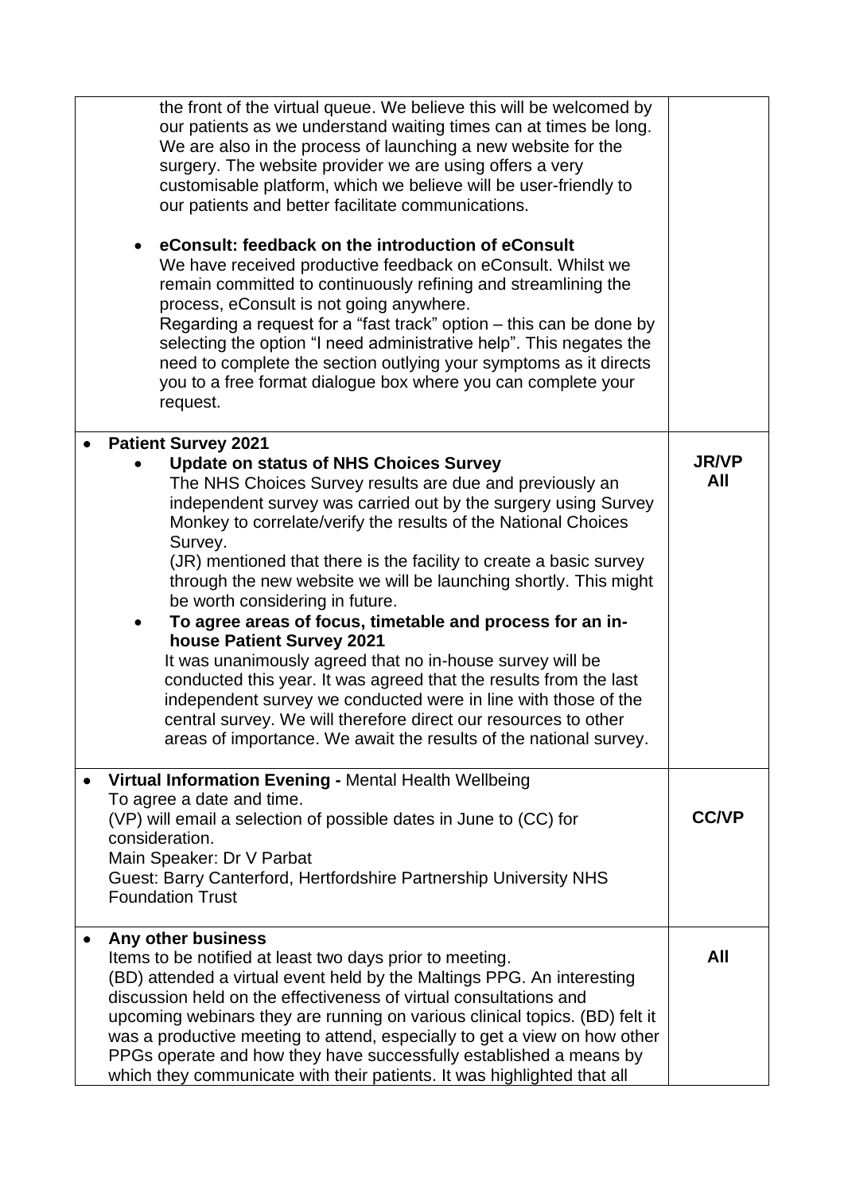| | |
|---|---|
| the front of the virtual queue. We believe this will be welcomed by our patients as we understand waiting times can at times be long. We are also in the process of launching a new website for the surgery. The website provider we are using offers a very customisable platform, which we believe will be user-friendly to our patients and better facilitate communications.<br><br>• **eConsult: feedback on the introduction of eConsult**<br>We have received productive feedback on eConsult. Whilst we remain committed to continuously refining and streamlining the process, eConsult is not going anywhere.<br>Regarding a request for a "fast track" option – this can be done by selecting the option "I need administrative help". This negates the need to complete the section outlying your symptoms as it directs you to a free format dialogue box where you can complete your request. | |
| • **Patient Survey 2021**<br>• **Update on status of NHS Choices Survey**<br>The NHS Choices Survey results are due and previously an independent survey was carried out by the surgery using Survey Monkey to correlate/verify the results of the National Choices Survey.<br>(JR) mentioned that there is the facility to create a basic survey through the new website we will be launching shortly. This might be worth considering in future.<br>• **To agree areas of focus, timetable and process for an in-house Patient Survey 2021**<br>It was unanimously agreed that no in-house survey will be conducted this year. It was agreed that the results from the last independent survey we conducted were in line with those of the central survey. We will therefore direct our resources to other areas of importance. We await the results of the national survey. | **JR/VP**<br>**All** |
| • **Virtual Information Evening -** Mental Health Wellbeing<br>To agree a date and time.<br>(VP) will email a selection of possible dates in June to (CC) for consideration.<br>Main Speaker: Dr V Parbat<br>Guest: Barry Canterford, Hertfordshire Partnership University NHS Foundation Trust | **CC/VP** |
| • **Any other business**<br>Items to be notified at least two days prior to meeting.<br>(BD) attended a virtual event held by the Maltings PPG. An interesting discussion held on the effectiveness of virtual consultations and upcoming webinars they are running on various clinical topics. (BD) felt it was a productive meeting to attend, especially to get a view on how other PPGs operate and how they have successfully established a means by which they communicate with their patients. It was highlighted that all | **All** |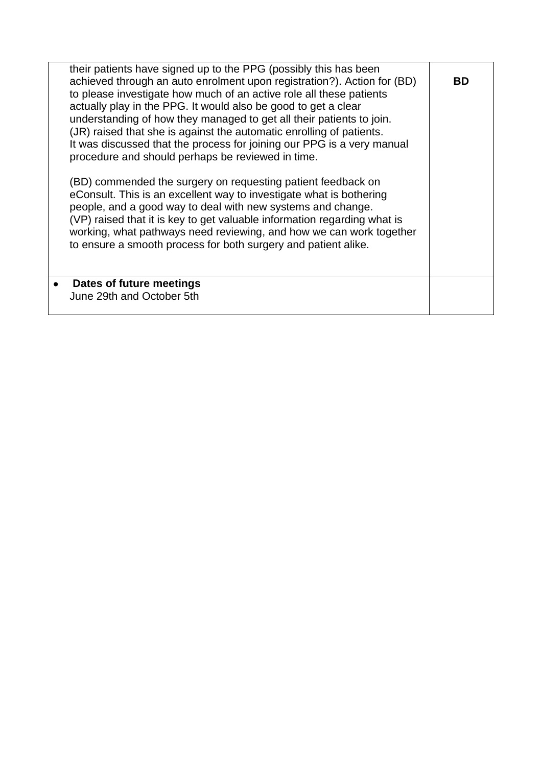| | |
|---|---|
| their patients have signed up to the PPG (possibly this has been achieved through an auto enrolment upon registration?). Action for (BD) to please investigate how much of an active role all these patients actually play in the PPG. It would also be good to get a clear understanding of how they managed to get all their patients to join. (JR) raised that she is against the automatic enrolling of patients. It was discussed that the process for joining our PPG is a very manual procedure and should perhaps be reviewed in time.<br><br>(BD) commended the surgery on requesting patient feedback on eConsult. This is an excellent way to investigate what is bothering people, and a good way to deal with new systems and change. (VP) raised that it is key to get valuable information regarding what is working, what pathways need reviewing, and how we can work together to ensure a smooth process for both surgery and patient alike. | **BD** |
| • **Dates of future meetings**<br>June 29th and October 5th | |